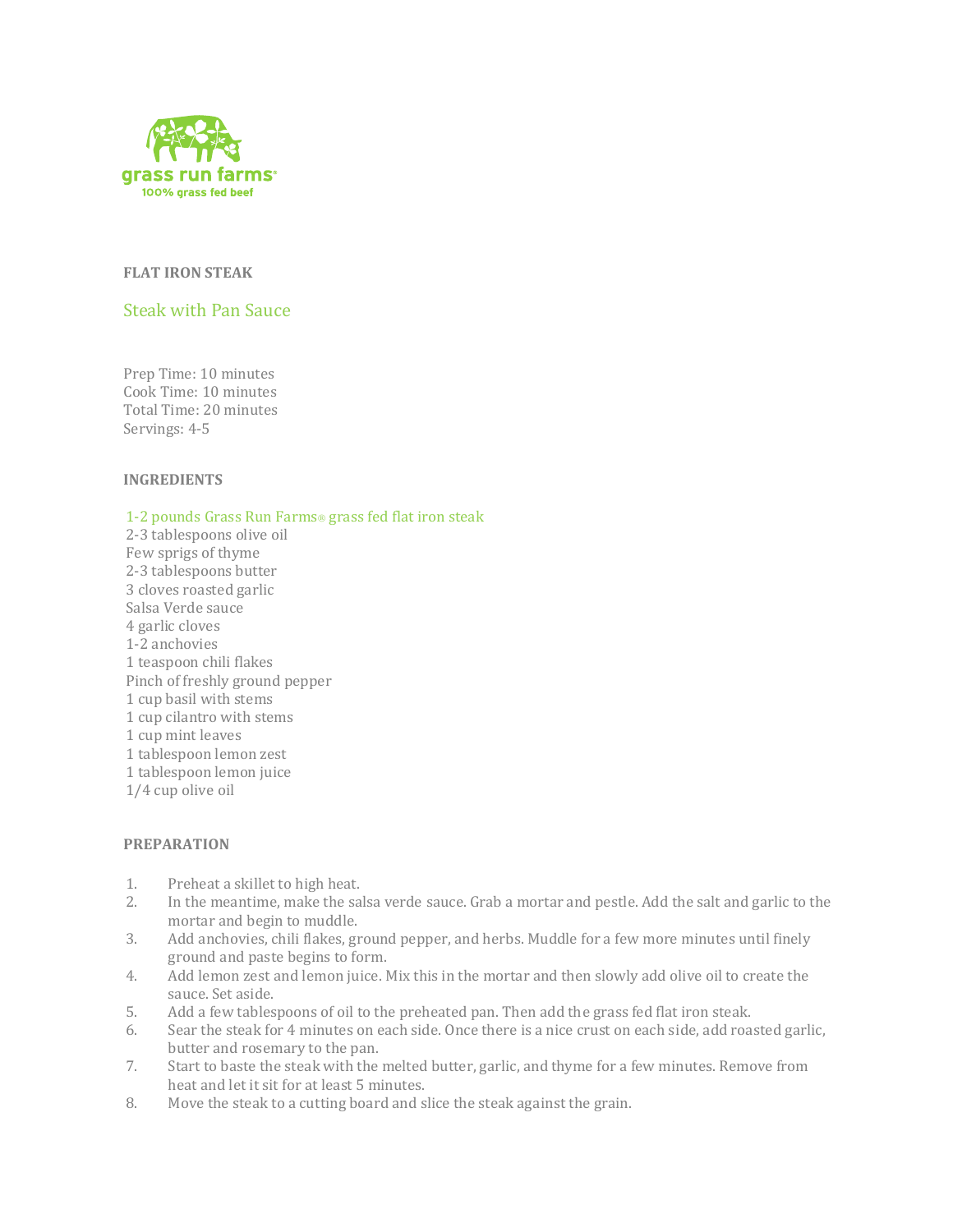grass run farms®
100% grass fed beef

**FLAT IRON STEAK**

## Steak with Pan Sauce

Prep Time: 10 minutes
Cook Time: 10 minutes
Total Time: 20 minutes
Servings: 4-5

**INGREDIENTS**

1-2 pounds Grass Run Farms® grass fed flat iron steak
2-3 tablespoons olive oil
Few sprigs of thyme
2-3 tablespoons butter
3 cloves roasted garlic
Salsa Verde sauce
4 garlic cloves
1-2 anchovies
1 teaspoon chili flakes
Pinch of freshly ground pepper
1 cup basil with stems
1 cup cilantro with stems
1 cup mint leaves
1 tablespoon lemon zest
1 tablespoon lemon juice
1/4 cup olive oil

**PREPARATION**

1. Preheat a skillet to high heat.
2. In the meantime, make the salsa verde sauce. Grab a mortar and pestle. Add the salt and garlic to the mortar and begin to muddle.
3. Add anchovies, chili flakes, ground pepper, and herbs. Muddle for a few more minutes until finely ground and paste begins to form.
4. Add lemon zest and lemon juice. Mix this in the mortar and then slowly add olive oil to create the sauce. Set aside.
5. Add a few tablespoons of oil to the preheated pan. Then add the grass fed flat iron steak.
6. Sear the steak for 4 minutes on each side. Once there is a nice crust on each side, add roasted garlic, butter and rosemary to the pan.
7. Start to baste the steak with the melted butter, garlic, and thyme for a few minutes. Remove from heat and let it sit for at least 5 minutes.
8. Move the steak to a cutting board and slice the steak against the grain.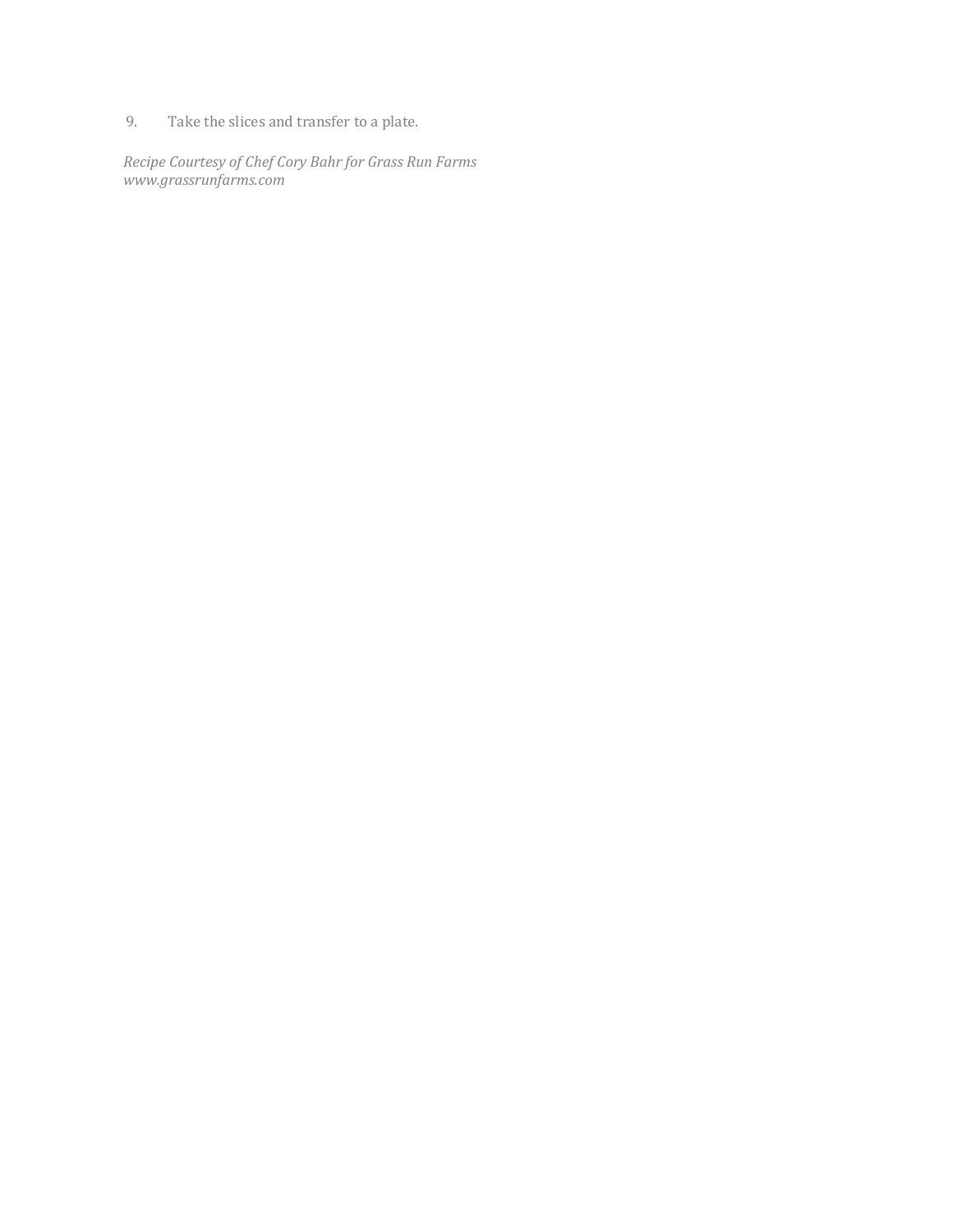9. Take the slices and transfer to a plate.

*Recipe Courtesy of Chef Cory Bahr for Grass Run Farms*
*www.grassrunfarms.com*